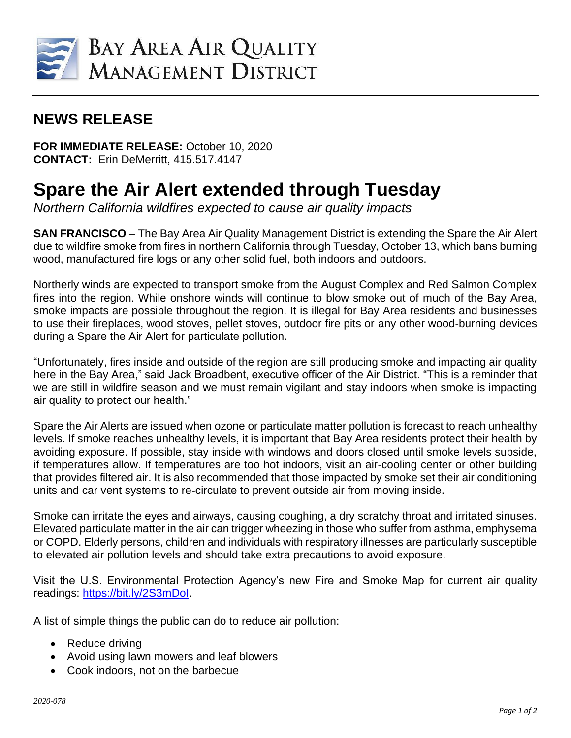# BAY AREA AIR QUALITY MANAGEMENT DISTRICT

## NEWS RELEASE

**FOR IMMEDIATE RELEASE:** October 10, 2020
**CONTACT:** Erin DeMerritt, 415.517.4147

# Spare the Air Alert extended through Tuesday

*Northern California wildfires expected to cause air quality impacts*

**SAN FRANCISCO** – The Bay Area Air Quality Management District is extending the Spare the Air Alert due to wildfire smoke from fires in northern California through Tuesday, October 13, which bans burning wood, manufactured fire logs or any other solid fuel, both indoors and outdoors.

Northerly winds are expected to transport smoke from the August Complex and Red Salmon Complex fires into the region. While onshore winds will continue to blow smoke out of much of the Bay Area, smoke impacts are possible throughout the region. It is illegal for Bay Area residents and businesses to use their fireplaces, wood stoves, pellet stoves, outdoor fire pits or any other wood-burning devices during a Spare the Air Alert for particulate pollution.

"Unfortunately, fires inside and outside of the region are still producing smoke and impacting air quality here in the Bay Area," said Jack Broadbent, executive officer of the Air District. "This is a reminder that we are still in wildfire season and we must remain vigilant and stay indoors when smoke is impacting air quality to protect our health."

Spare the Air Alerts are issued when ozone or particulate matter pollution is forecast to reach unhealthy levels. If smoke reaches unhealthy levels, it is important that Bay Area residents protect their health by avoiding exposure. If possible, stay inside with windows and doors closed until smoke levels subside, if temperatures allow. If temperatures are too hot indoors, visit an air-cooling center or other building that provides filtered air. It is also recommended that those impacted by smoke set their air conditioning units and car vent systems to re-circulate to prevent outside air from moving inside.

Smoke can irritate the eyes and airways, causing coughing, a dry scratchy throat and irritated sinuses. Elevated particulate matter in the air can trigger wheezing in those who suffer from asthma, emphysema or COPD. Elderly persons, children and individuals with respiratory illnesses are particularly susceptible to elevated air pollution levels and should take extra precautions to avoid exposure.

Visit the U.S. Environmental Protection Agency's new Fire and Smoke Map for current air quality readings: https://bit.ly/2S3mDoI.

A list of simple things the public can do to reduce air pollution:

- Reduce driving
- Avoid using lawn mowers and leaf blowers
- Cook indoors, not on the barbecue

*2020-078*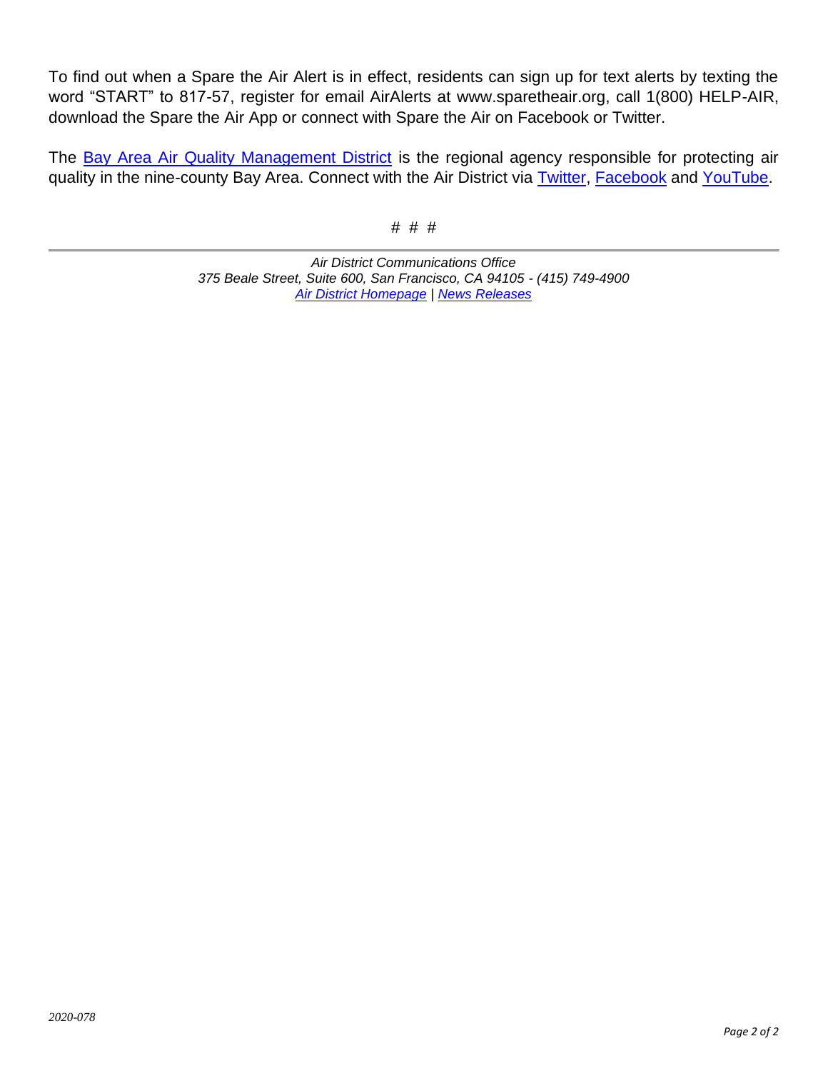To find out when a Spare the Air Alert is in effect, residents can sign up for text alerts by texting the word “START” to 817-57, register for email AirAlerts at www.sparetheair.org, call 1(800) HELP-AIR, download the Spare the Air App or connect with Spare the Air on Facebook or Twitter.

The Bay Area Air Quality Management District is the regional agency responsible for protecting air quality in the nine-county Bay Area. Connect with the Air District via Twitter, Facebook and YouTube.

# # #

---

*Air District Communications Office*
*375 Beale Street, Suite 600, San Francisco, CA 94105 - (415) 749-4900*
*Air District Homepage | News Releases*

*2020-078*